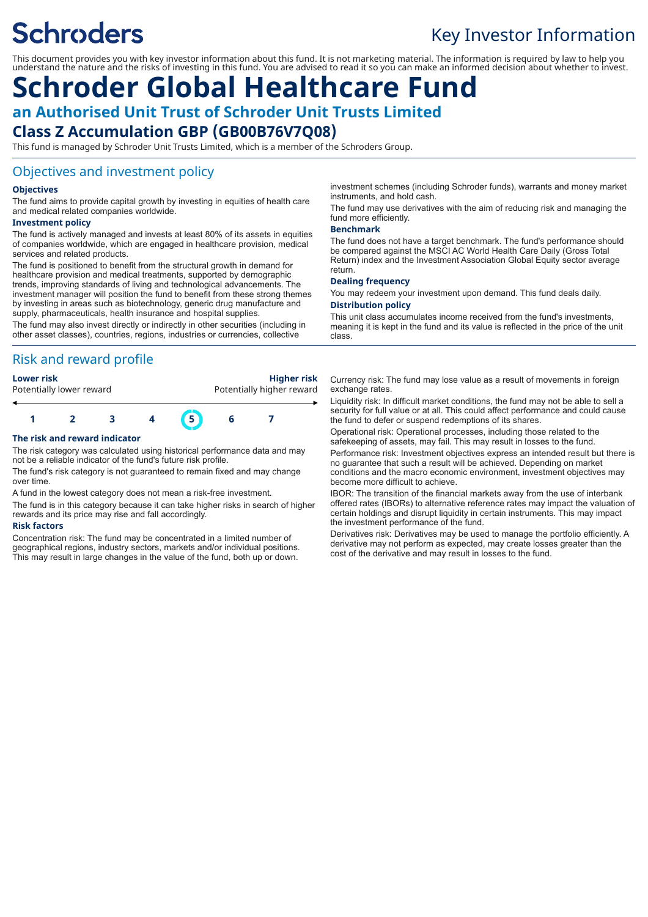Schroders

Key Investor Information

This document provides you with key investor information about this fund. It is not marketing material. The information is required by law to help you understand the nature and the risks of investing in this fund. You are advised to read it so you can make an informed decision about whether to invest.

# Schroder Global Healthcare Fund

## an Authorised Unit Trust of Schroder Unit Trusts Limited

## Class Z Accumulation GBP (GB00B76V7Q08)

This fund is managed by Schroder Unit Trusts Limited, which is a member of the Schroders Group.

## Objectives and investment policy

### Objectives

The fund aims to provide capital growth by investing in equities of health care and medical related companies worldwide.

### Investment policy

The fund is actively managed and invests at least 80% of its assets in equities of companies worldwide, which are engaged in healthcare provision, medical services and related products.

The fund is positioned to benefit from the structural growth in demand for healthcare provision and medical treatments, supported by demographic trends, improving standards of living and technological advancements. The investment manager will position the fund to benefit from these strong themes by investing in areas such as biotechnology, generic drug manufacture and supply, pharmaceuticals, health insurance and hospital supplies.

The fund may also invest directly or indirectly in other securities (including in other asset classes), countries, regions, industries or currencies, collective investment schemes (including Schroder funds), warrants and money market instruments, and hold cash.

The fund may use derivatives with the aim of reducing risk and managing the fund more efficiently.

### Benchmark

The fund does not have a target benchmark. The fund's performance should be compared against the MSCI AC World Health Care Daily (Gross Total Return) index and the Investment Association Global Equity sector average return.

### Dealing frequency

You may redeem your investment upon demand. This fund deals daily.

### Distribution policy

This unit class accumulates income received from the fund's investments, meaning it is kept in the fund and its value is reflected in the price of the unit class.

## Risk and reward profile

| **Lower risk** Potentially lower reward | | | | | | **Higher risk** Potentially higher reward |
|---|---|---|---|---|---|---|
| 1 | 2 | 3 | 4 | **5** | 6 | 7 |

### The risk and reward indicator

The risk category was calculated using historical performance data and may not be a reliable indicator of the fund's future risk profile.

The fund's risk category is not guaranteed to remain fixed and may change over time.

A fund in the lowest category does not mean a risk-free investment.

The fund is in this category because it can take higher risks in search of higher rewards and its price may rise and fall accordingly.

### Risk factors

Concentration risk: The fund may be concentrated in a limited number of geographical regions, industry sectors, markets and/or individual positions. This may result in large changes in the value of the fund, both up or down.

Currency risk: The fund may lose value as a result of movements in foreign exchange rates.

Liquidity risk: In difficult market conditions, the fund may not be able to sell a security for full value or at all. This could affect performance and could cause the fund to defer or suspend redemptions of its shares.

Operational risk: Operational processes, including those related to the safekeeping of assets, may fail. This may result in losses to the fund.

Performance risk: Investment objectives express an intended result but there is no guarantee that such a result will be achieved. Depending on market conditions and the macro economic environment, investment objectives may become more difficult to achieve.

IBOR: The transition of the financial markets away from the use of interbank offered rates (IBORs) to alternative reference rates may impact the valuation of certain holdings and disrupt liquidity in certain instruments. This may impact the investment performance of the fund.

Derivatives risk: Derivatives may be used to manage the portfolio efficiently. A derivative may not perform as expected, may create losses greater than the cost of the derivative and may result in losses to the fund.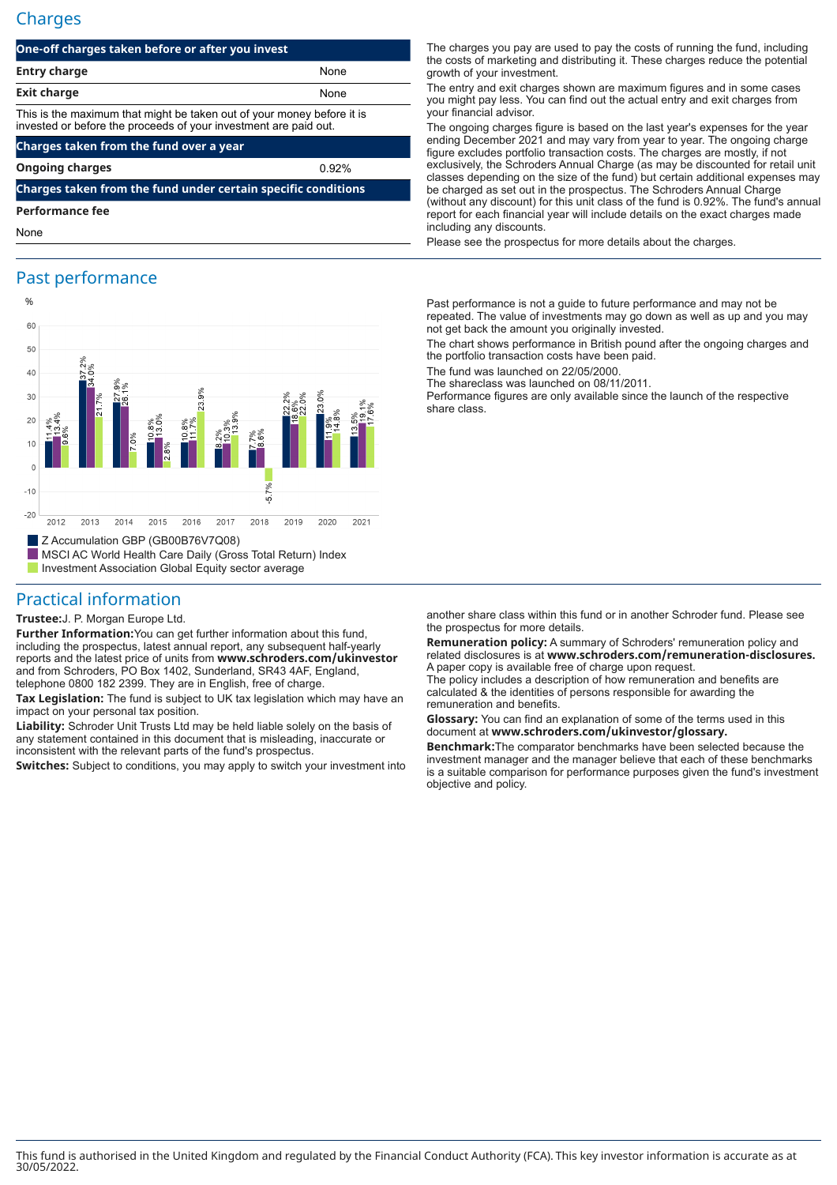## Charges

| One-off charges taken before or after you invest | |
|---|---|
| **Entry charge** | None |
| **Exit charge** | None |

This is the maximum that might be taken out of your money before it is invested or before the proceeds of your investment are paid out.

| Charges taken from the fund over a year | |
|---|---|
| **Ongoing charges** | 0.92% |

| Charges taken from the fund under certain specific conditions |
|---|
| **Performance fee** |
| None |

The charges you pay are used to pay the costs of running the fund, including the costs of marketing and distributing it. These charges reduce the potential growth of your investment.

The entry and exit charges shown are maximum figures and in some cases you might pay less. You can find out the actual entry and exit charges from your financial advisor.

The ongoing charges figure is based on the last year's expenses for the year ending December 2021 and may vary from year to year. The ongoing charge figure excludes portfolio transaction costs. The charges are mostly, if not exclusively, the Schroders Annual Charge (as may be discounted for retail unit classes depending on the size of the fund) but certain additional expenses may be charged as set out in the prospectus. The Schroders Annual Charge (without any discount) for this unit class of the fund is 0.92%. The fund's annual report for each financial year will include details on the exact charges made including any discounts.

Please see the prospectus for more details about the charges.

## Past performance

%

60
50
40
30
20
10
0
-10
-20

2012: 11.4% 13.4% 9.6%
2013: 37.2% 34.0% 21.7%
2014: 27.9% 26.1% 7.0%
2015: 10.8% 13.0% 2.8%
2016: 10.8% 11.7% 23.9%
2017: 8.2% 10.3% 13.9%
2018: 7.7% 8.6% -5.7%
2019: 22.2% 18.6% 22.0%
2020: 23.0% 11.9% 14.8%
2021: 13.5% 19.1% 17.6%

Z Accumulation GBP (GB00B76V7Q08)
MSCI AC World Health Care Daily (Gross Total Return) Index
Investment Association Global Equity sector average

Past performance is not a guide to future performance and may not be repeated. The value of investments may go down as well as up and you may not get back the amount you originally invested.

The chart shows performance in British pound after the ongoing charges and the portfolio transaction costs have been paid.

The fund was launched on 22/05/2000.
The shareclass was launched on 08/11/2011.
Performance figures are only available since the launch of the respective share class.

## Practical information

**Trustee:** J. P. Morgan Europe Ltd.

**Further Information:** You can get further information about this fund, including the prospectus, latest annual report, any subsequent half-yearly reports and the latest price of units from **www.schroders.com/ukinvestor** and from Schroders, PO Box 1402, Sunderland, SR43 4AF, England, telephone 0800 182 2399. They are in English, free of charge.

**Tax Legislation:** The fund is subject to UK tax legislation which may have an impact on your personal tax position.

**Liability:** Schroder Unit Trusts Ltd may be held liable solely on the basis of any statement contained in this document that is misleading, inaccurate or inconsistent with the relevant parts of the fund's prospectus.

**Switches:** Subject to conditions, you may apply to switch your investment into another share class within this fund or in another Schroder fund. Please see the prospectus for more details.

**Remuneration policy:** A summary of Schroders' remuneration policy and related disclosures is at **www.schroders.com/remuneration-disclosures.** A paper copy is available free of charge upon request.
The policy includes a description of how remuneration and benefits are calculated & the identities of persons responsible for awarding the remuneration and benefits.

**Glossary:** You can find an explanation of some of the terms used in this document at **www.schroders.com/ukinvestor/glossary.**

**Benchmark:** The comparator benchmarks have been selected because the investment manager and the manager believe that each of these benchmarks is a suitable comparison for performance purposes given the fund's investment objective and policy.

This fund is authorised in the United Kingdom and regulated by the Financial Conduct Authority (FCA). This key investor information is accurate as at 30/05/2022.